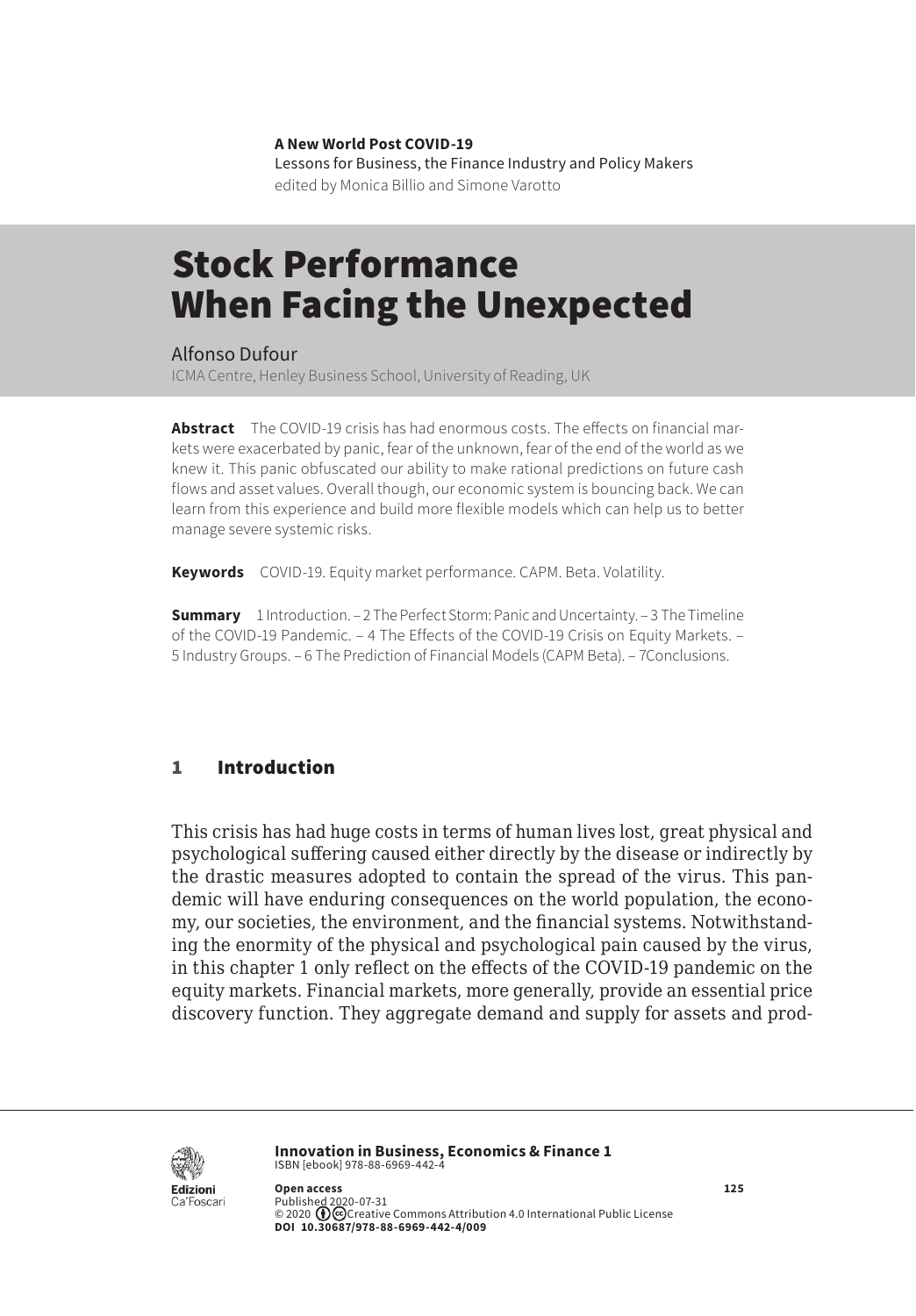**A New World Post COVID-19**
Lessons for Business, the Finance Industry and Policy Makers
edited by Monica Billio and Simone Varotto

# Stock Performance When Facing the Unexpected

Alfonso Dufour
ICMA Centre, Henley Business School, University of Reading, UK

**Abstract** The COVID-19 crisis has had enormous costs. The effects on financial markets were exacerbated by panic, fear of the unknown, fear of the end of the world as we knew it. This panic obfuscated our ability to make rational predictions on future cash flows and asset values. Overall though, our economic system is bouncing back. We can learn from this experience and build more flexible models which can help us to better manage severe systemic risks.

**Keywords** COVID-19. Equity market performance. CAPM. Beta. Volatility.

**Summary** 1 Introduction. – 2 The Perfect Storm: Panic and Uncertainty. – 3 The Timeline of the COVID-19 Pandemic. – 4 The Effects of the COVID-19 Crisis on Equity Markets. – 5 Industry Groups. – 6 The Prediction of Financial Models (CAPM Beta). – 7Conclusions.

## 1 Introduction

This crisis has had huge costs in terms of human lives lost, great physical and psychological suffering caused either directly by the disease or indirectly by the drastic measures adopted to contain the spread of the virus. This pandemic will have enduring consequences on the world population, the economy, our societies, the environment, and the financial systems. Notwithstanding the enormity of the physical and psychological pain caused by the virus, in this chapter 1 only reflect on the effects of the COVID-19 pandemic on the equity markets. Financial markets, more generally, provide an essential price discovery function. They aggregate demand and supply for assets and prod-

**Innovation in Business, Economics & Finance 1**
ISBN [ebook] 978-88-6969-442-4

**Open access**
Published 2020-07-31
© 2020 Creative Commons Attribution 4.0 International Public License
**DOI 10.30687/978-88-6969-442-4/009**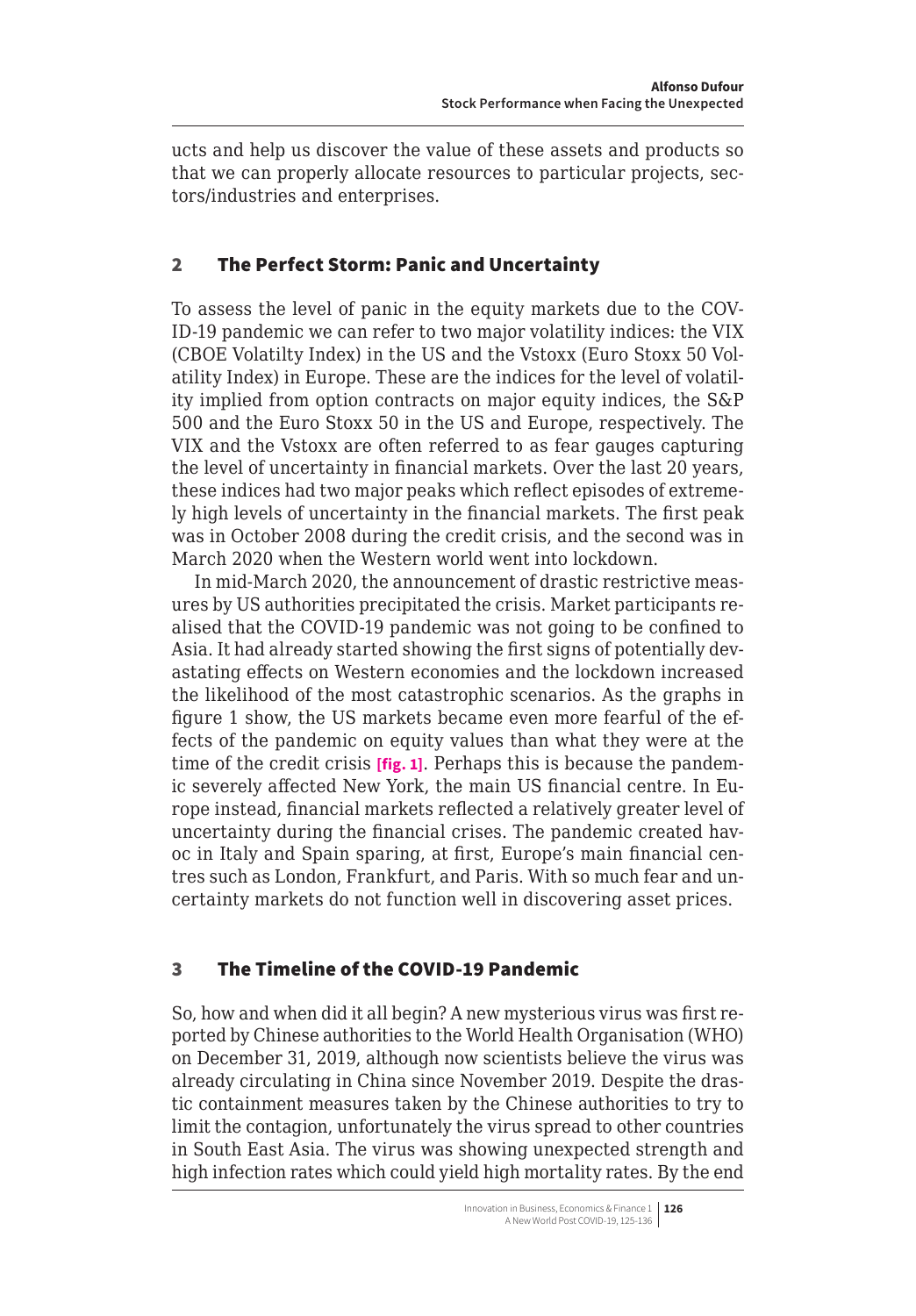ucts and help us discover the value of these assets and products so that we can properly allocate resources to particular projects, sectors/industries and enterprises.

## 2 The Perfect Storm: Panic and Uncertainty

To assess the level of panic in the equity markets due to the COVID-19 pandemic we can refer to two major volatility indices: the VIX (CBOE Volatilty Index) in the US and the Vstoxx (Euro Stoxx 50 Volatility Index) in Europe. These are the indices for the level of volatility implied from option contracts on major equity indices, the S&P 500 and the Euro Stoxx 50 in the US and Europe, respectively. The VIX and the Vstoxx are often referred to as fear gauges capturing the level of uncertainty in financial markets. Over the last 20 years, these indices had two major peaks which reflect episodes of extremely high levels of uncertainty in the financial markets. The first peak was in October 2008 during the credit crisis, and the second was in March 2020 when the Western world went into lockdown.

In mid-March 2020, the announcement of drastic restrictive measures by US authorities precipitated the crisis. Market participants realised that the COVID-19 pandemic was not going to be confined to Asia. It had already started showing the first signs of potentially devastating effects on Western economies and the lockdown increased the likelihood of the most catastrophic scenarios. As the graphs in figure 1 show, the US markets became even more fearful of the effects of the pandemic on equity values than what they were at the time of the credit crisis **[fig. 1]**. Perhaps this is because the pandemic severely affected New York, the main US financial centre. In Europe instead, financial markets reflected a relatively greater level of uncertainty during the financial crises. The pandemic created havoc in Italy and Spain sparing, at first, Europe's main financial centres such as London, Frankfurt, and Paris. With so much fear and uncertainty markets do not function well in discovering asset prices.

## 3 The Timeline of the COVID-19 Pandemic

So, how and when did it all begin? A new mysterious virus was first reported by Chinese authorities to the World Health Organisation (WHO) on December 31, 2019, although now scientists believe the virus was already circulating in China since November 2019. Despite the drastic containment measures taken by the Chinese authorities to try to limit the contagion, unfortunately the virus spread to other countries in South East Asia. The virus was showing unexpected strength and high infection rates which could yield high mortality rates. By the end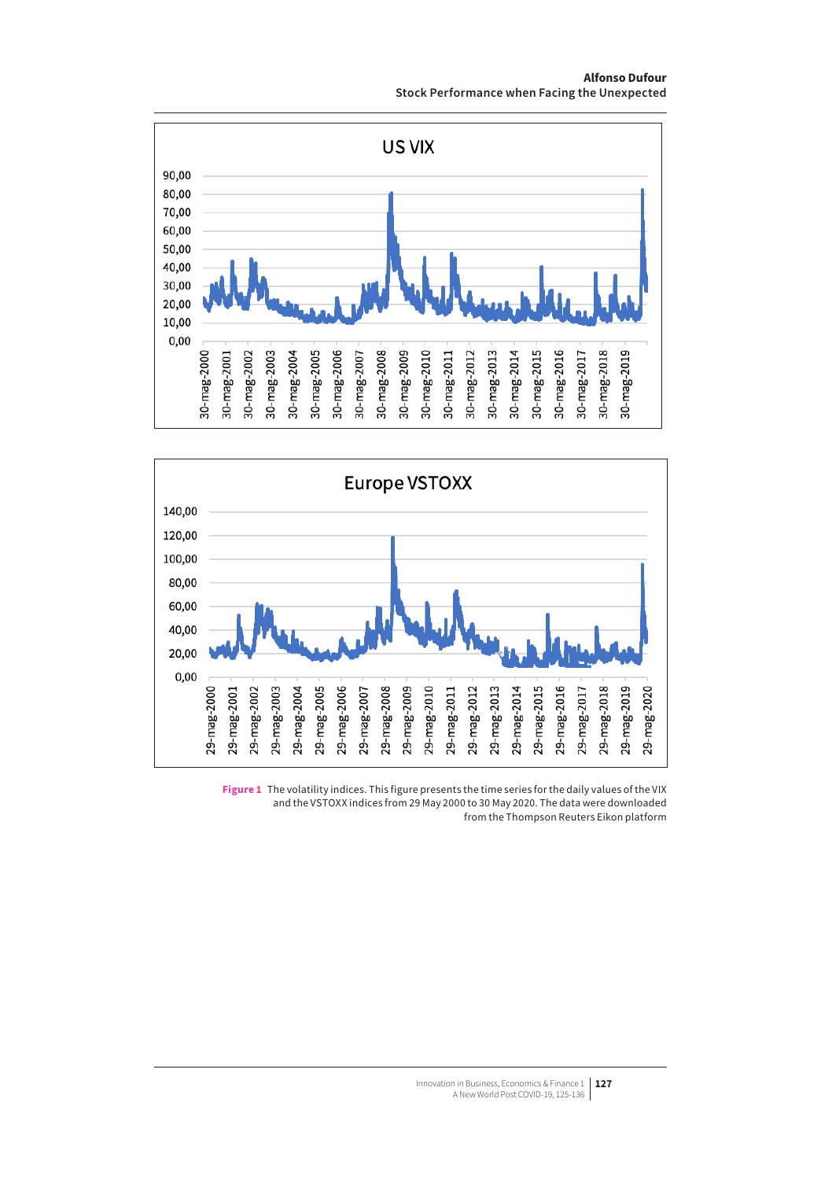**Figure 1** The volatility indices. This figure presents the time series for the daily values of the VIX and the VSTOXX indices from 29 May 2000 to 30 May 2020. The data were downloaded from the Thompson Reuters Eikon platform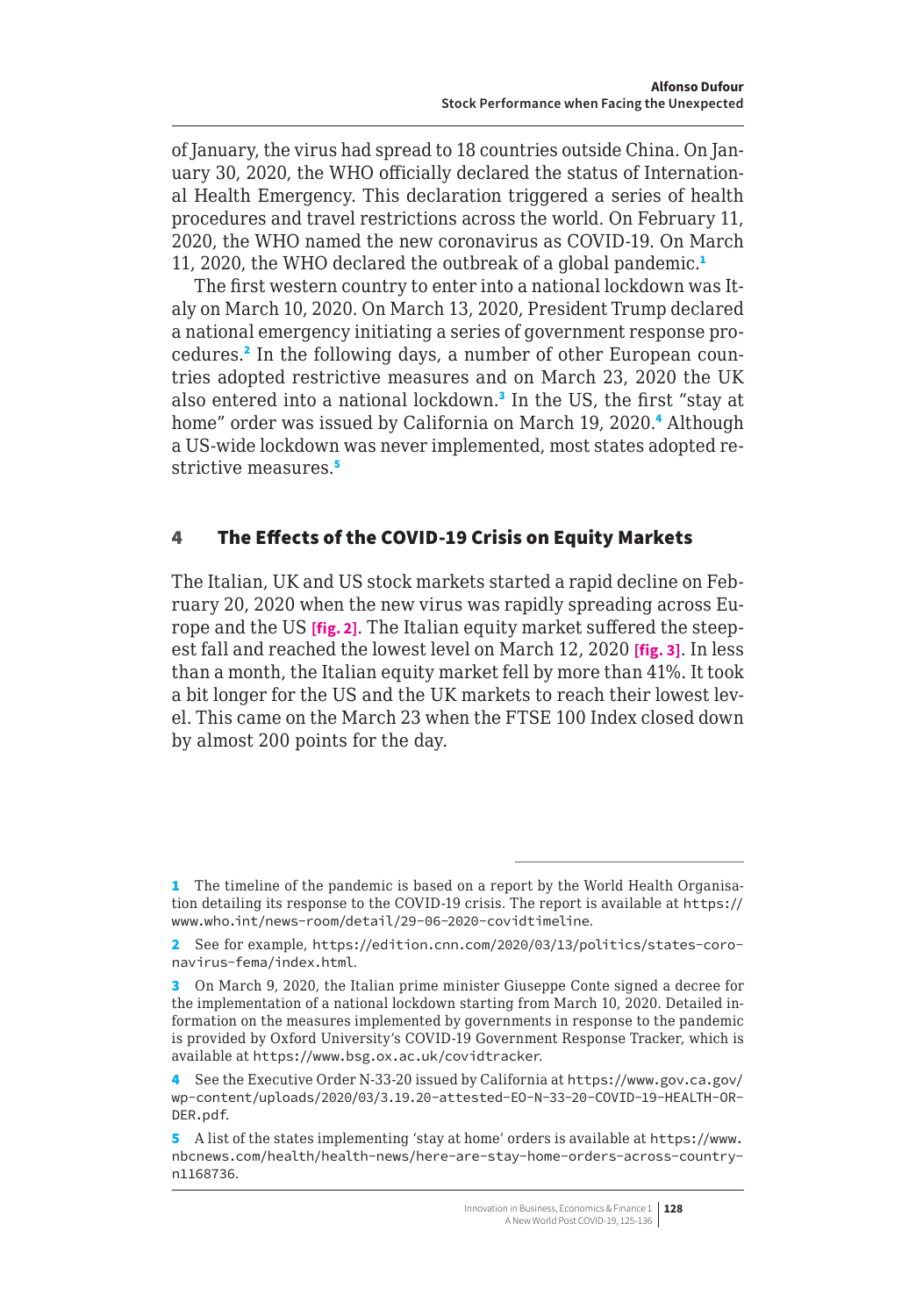of January, the virus had spread to 18 countries outside China. On January 30, 2020, the WHO officially declared the status of International Health Emergency. This declaration triggered a series of health procedures and travel restrictions across the world. On February 11, 2020, the WHO named the new coronavirus as COVID-19. On March 11, 2020, the WHO declared the outbreak of a global pandemic.[1]

The first western country to enter into a national lockdown was Italy on March 10, 2020. On March 13, 2020, President Trump declared a national emergency initiating a series of government response procedures.[2] In the following days, a number of other European countries adopted restrictive measures and on March 23, 2020 the UK also entered into a national lockdown.[3] In the US, the first "stay at home" order was issued by California on March 19, 2020.[4] Although a US-wide lockdown was never implemented, most states adopted restrictive measures.[5]

## 4 The Effects of the COVID-19 Crisis on Equity Markets

The Italian, UK and US stock markets started a rapid decline on February 20, 2020 when the new virus was rapidly spreading across Europe and the US **[fig. 2]**. The Italian equity market suffered the steepest fall and reached the lowest level on March 12, 2020 **[fig. 3]**. In less than a month, the Italian equity market fell by more than 41%. It took a bit longer for the US and the UK markets to reach their lowest level. This came on the March 23 when the FTSE 100 Index closed down by almost 200 points for the day.

---

1 The timeline of the pandemic is based on a report by the World Health Organisation detailing its response to the COVID-19 crisis. The report is available at https://www.who.int/news-room/detail/29-06-2020-covidtimeline.

2 See for example, https://edition.cnn.com/2020/03/13/politics/states-coronavirus-fema/index.html.

3 On March 9, 2020, the Italian prime minister Giuseppe Conte signed a decree for the implementation of a national lockdown starting from March 10, 2020. Detailed information on the measures implemented by governments in response to the pandemic is provided by Oxford University's COVID-19 Government Response Tracker, which is available at https://www.bsg.ox.ac.uk/covidtracker.

4 See the Executive Order N-33-20 issued by California at https://www.gov.ca.gov/wp-content/uploads/2020/03/3.19.20-attested-EO-N-33-20-COVID-19-HEALTH-ORDER.pdf.

5 A list of the states implementing 'stay at home' orders is available at https://www.nbcnews.com/health/health-news/here-are-stay-home-orders-across-country-n1168736.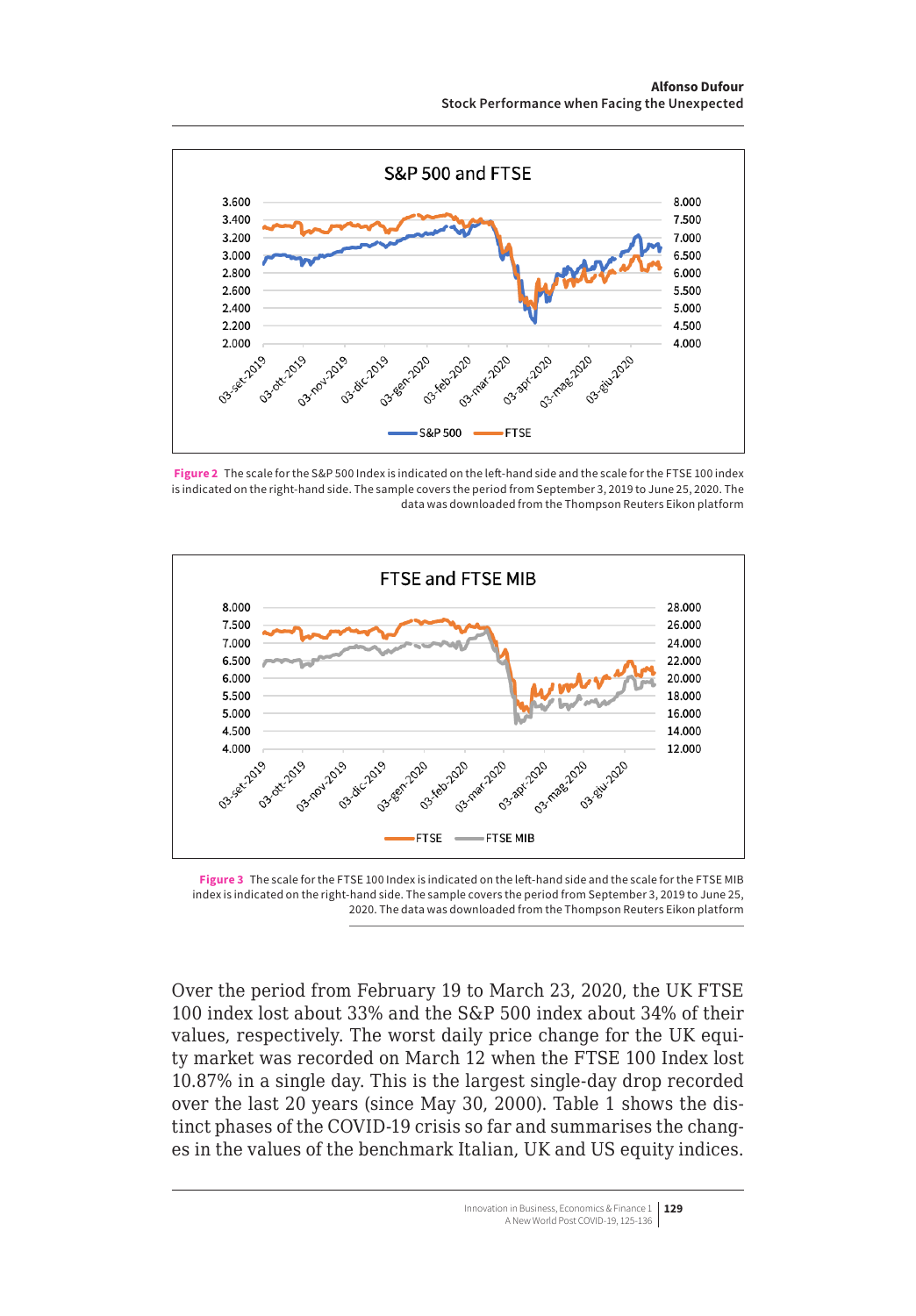**Figure 2** The scale for the S&P 500 Index is indicated on the left-hand side and the scale for the FTSE 100 index is indicated on the right-hand side. The sample covers the period from September 3, 2019 to June 25, 2020. The data was downloaded from the Thompson Reuters Eikon platform

**Figure 3** The scale for the FTSE 100 Index is indicated on the left-hand side and the scale for the FTSE MIB index is indicated on the right-hand side. The sample covers the period from September 3, 2019 to June 25, 2020. The data was downloaded from the Thompson Reuters Eikon platform

Over the period from February 19 to March 23, 2020, the UK FTSE 100 index lost about 33% and the S&P 500 index about 34% of their values, respectively. The worst daily price change for the UK equity market was recorded on March 12 when the FTSE 100 Index lost 10.87% in a single day. This is the largest single-day drop recorded over the last 20 years (since May 30, 2000). Table 1 shows the distinct phases of the COVID-19 crisis so far and summarises the changes in the values of the benchmark Italian, UK and US equity indices.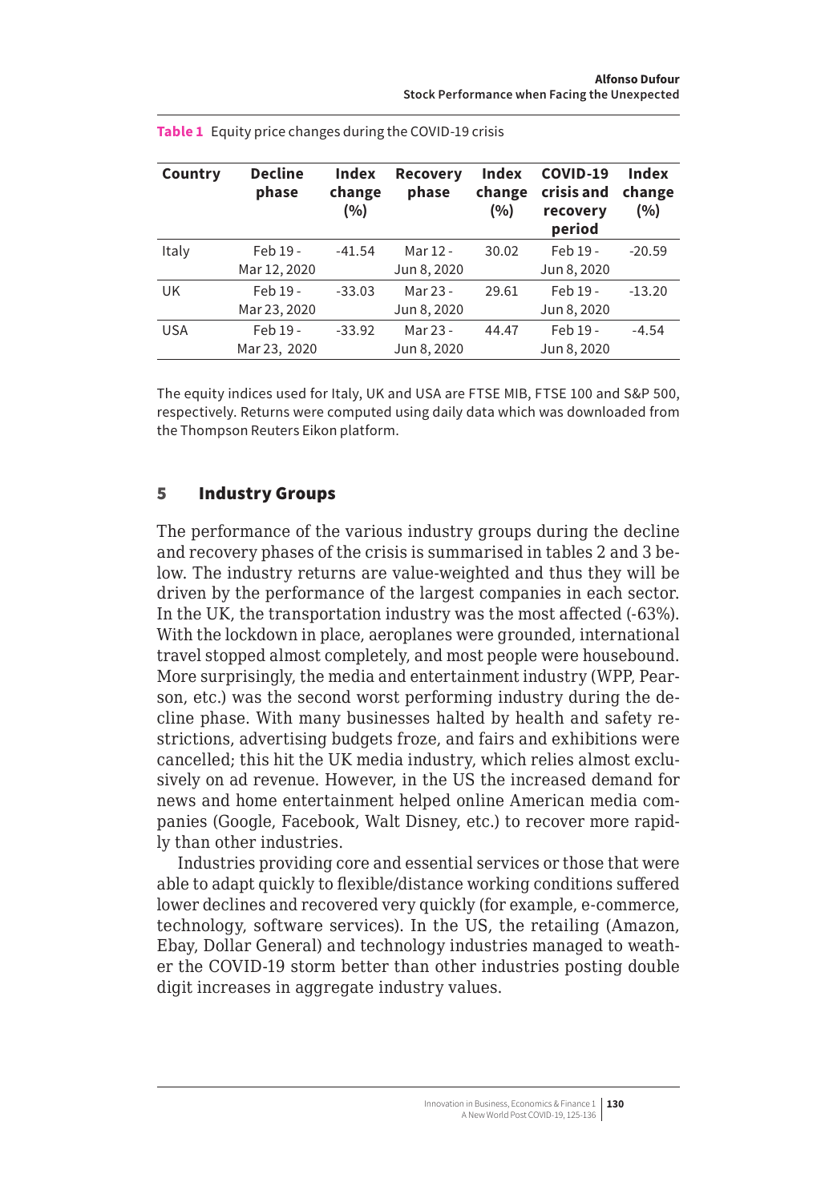**Table 1** Equity price changes during the COVID-19 crisis

| Country | Decline phase | Index change (%) | Recovery phase | Index change (%) | COVID-19 crisis and recovery period | Index change (%) |
|---|---|---|---|---|---|---|
| Italy | Feb 19 - Mar 12, 2020 | -41.54 | Mar 12 - Jun 8, 2020 | 30.02 | Feb 19 - Jun 8, 2020 | -20.59 |
| UK | Feb 19 - Mar 23, 2020 | -33.03 | Mar 23 - Jun 8, 2020 | 29.61 | Feb 19 - Jun 8, 2020 | -13.20 |
| USA | Feb 19 - Mar 23, 2020 | -33.92 | Mar 23 - Jun 8, 2020 | 44.47 | Feb 19 - Jun 8, 2020 | -4.54 |

The equity indices used for Italy, UK and USA are FTSE MIB, FTSE 100 and S&P 500, respectively. Returns were computed using daily data which was downloaded from the Thompson Reuters Eikon platform.

## 5 Industry Groups

The performance of the various industry groups during the decline and recovery phases of the crisis is summarised in tables 2 and 3 below. The industry returns are value-weighted and thus they will be driven by the performance of the largest companies in each sector. In the UK, the transportation industry was the most affected (-63%). With the lockdown in place, aeroplanes were grounded, international travel stopped almost completely, and most people were housebound. More surprisingly, the media and entertainment industry (WPP, Pearson, etc.) was the second worst performing industry during the decline phase. With many businesses halted by health and safety restrictions, advertising budgets froze, and fairs and exhibitions were cancelled; this hit the UK media industry, which relies almost exclusively on ad revenue. However, in the US the increased demand for news and home entertainment helped online American media companies (Google, Facebook, Walt Disney, etc.) to recover more rapidly than other industries.

Industries providing core and essential services or those that were able to adapt quickly to flexible/distance working conditions suffered lower declines and recovered very quickly (for example, e-commerce, technology, software services). In the US, the retailing (Amazon, Ebay, Dollar General) and technology industries managed to weather the COVID-19 storm better than other industries posting double digit increases in aggregate industry values.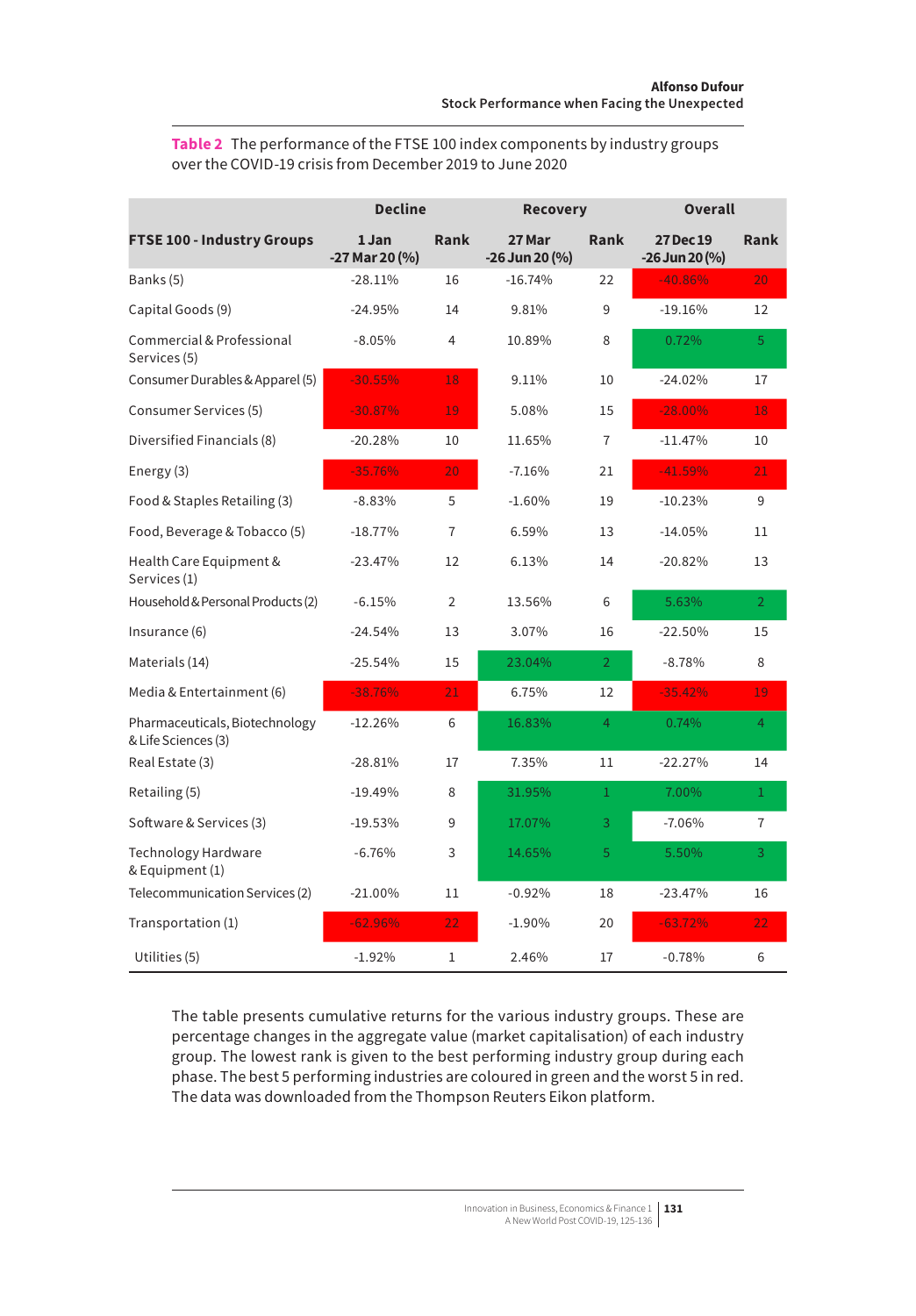**Table 2** The performance of the FTSE 100 index components by industry groups over the COVID-19 crisis from December 2019 to June 2020

| | Decline | | Recovery | | Overall | |
|---|---|---|---|---|---|---|
| **FTSE 100 - Industry Groups** | **1 Jan -27 Mar 20 (%)** | **Rank** | **27 Mar -26 Jun 20 (%)** | **Rank** | **27 Dec 19 -26 Jun 20 (%)** | **Rank** |
| Banks (5) | -28.11% | 16 | -16.74% | 22 | -40.86% | 20 |
| Capital Goods (9) | -24.95% | 14 | 9.81% | 9 | -19.16% | 12 |
| Commercial & Professional Services (5) | -8.05% | 4 | 10.89% | 8 | 0.72% | 5 |
| Consumer Durables & Apparel (5) | -30.55% | 18 | 9.11% | 10 | -24.02% | 17 |
| Consumer Services (5) | -30.87% | 19 | 5.08% | 15 | -28.00% | 18 |
| Diversified Financials (8) | -20.28% | 10 | 11.65% | 7 | -11.47% | 10 |
| Energy (3) | -35.76% | 20 | -7.16% | 21 | -41.59% | 21 |
| Food & Staples Retailing (3) | -8.83% | 5 | -1.60% | 19 | -10.23% | 9 |
| Food, Beverage & Tobacco (5) | -18.77% | 7 | 6.59% | 13 | -14.05% | 11 |
| Health Care Equipment & Services (1) | -23.47% | 12 | 6.13% | 14 | -20.82% | 13 |
| Household & Personal Products (2) | -6.15% | 2 | 13.56% | 6 | 5.63% | 2 |
| Insurance (6) | -24.54% | 13 | 3.07% | 16 | -22.50% | 15 |
| Materials (14) | -25.54% | 15 | 23.04% | 2 | -8.78% | 8 |
| Media & Entertainment (6) | -38.76% | 21 | 6.75% | 12 | -35.42% | 19 |
| Pharmaceuticals, Biotechnology & Life Sciences (3) | -12.26% | 6 | 16.83% | 4 | 0.74% | 4 |
| Real Estate (3) | -28.81% | 17 | 7.35% | 11 | -22.27% | 14 |
| Retailing (5) | -19.49% | 8 | 31.95% | 1 | 7.00% | 1 |
| Software & Services (3) | -19.53% | 9 | 17.07% | 3 | -7.06% | 7 |
| Technology Hardware & Equipment (1) | -6.76% | 3 | 14.65% | 5 | 5.50% | 3 |
| Telecommunication Services (2) | -21.00% | 11 | -0.92% | 18 | -23.47% | 16 |
| Transportation (1) | -62.96% | 22 | -1.90% | 20 | -63.72% | 22 |
| Utilities (5) | -1.92% | 1 | 2.46% | 17 | -0.78% | 6 |

The table presents cumulative returns for the various industry groups. These are percentage changes in the aggregate value (market capitalisation) of each industry group. The lowest rank is given to the best performing industry group during each phase. The best 5 performing industries are coloured in green and the worst 5 in red. The data was downloaded from the Thompson Reuters Eikon platform.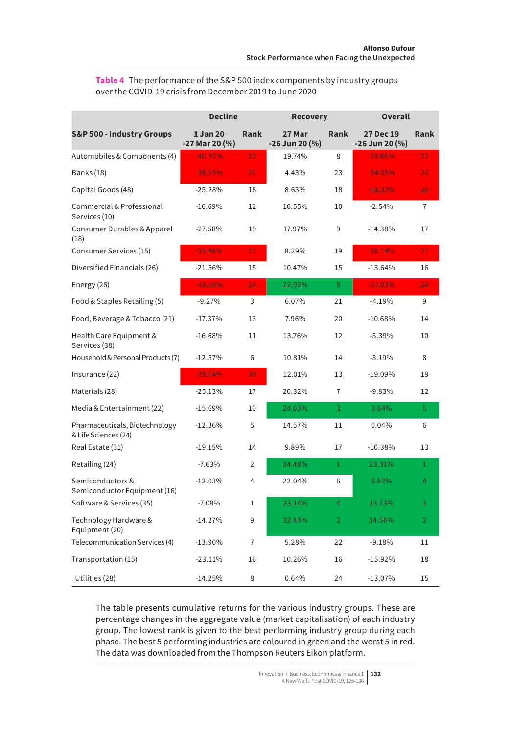**Table 4** The performance of the S&P 500 index components by industry groups over the COVID-19 crisis from December 2019 to June 2020

| S&P 500 - Industry Groups | Decline | | Recovery | | Overall | |
|---|---|---|---|---|---|---|
| | 1 Jan 20 -27 Mar 20 (%) | Rank | 27 Mar -26 Jun 20 (%) | Rank | 27 Dec 19 -26 Jun 20 (%) | Rank |
| Automobiles & Components (4) | -40.92% | 23 | 19.74% | 8 | -29.66% | 22 |
| Banks (18) | -36.59% | 22 | 4.43% | 23 | -34.05% | 23 |
| Capital Goods (48) | -25.28% | 18 | 8.63% | 18 | -19.33% | 20 |
| Commercial & Professional Services (10) | -16.69% | 12 | 16.55% | 10 | -2.54% | 7 |
| Consumer Durables & Apparel (18) | -27.58% | 19 | 17.97% | 9 | -14.38% | 17 |
| Consumer Services (15) | -31.48% | 21 | 8.29% | 19 | -26.14% | 21 |
| Diversified Financials (26) | -21.56% | 15 | 10.47% | 15 | -13.64% | 16 |
| Energy (26) | -48.69% | 24 | 22.92% | 5 | -37.03% | 24 |
| Food & Staples Retailing (5) | -9.27% | 3 | 6.07% | 21 | -4.19% | 9 |
| Food, Beverage & Tobacco (21) | -17.37% | 13 | 7.96% | 20 | -10.68% | 14 |
| Health Care Equipment & Services (38) | -16.68% | 11 | 13.76% | 12 | -5.39% | 10 |
| Household & Personal Products (7) | -12.57% | 6 | 10.81% | 14 | -3.19% | 8 |
| Insurance (22) | -28.04% | 20 | 12.01% | 13 | -19.09% | 19 |
| Materials (28) | -25.13% | 17 | 20.32% | 7 | -9.83% | 12 |
| Media & Entertainment (22) | -15.69% | 10 | 24.63% | 3 | 3.64% | 5 |
| Pharmaceuticals, Biotechnology & Life Sciences (24) | -12.36% | 5 | 14.57% | 11 | 0.04% | 6 |
| Real Estate (31) | -19.15% | 14 | 9.89% | 17 | -10.38% | 13 |
| Retailing (24) | -7.63% | 2 | 34.48% | 1 | 23.31% | 1 |
| Semiconductors & Semiconductor Equipment (16) | -12.03% | 4 | 22.04% | 6 | 6.62% | 4 |
| Software & Services (35) | -7.08% | 1 | 23.14% | 4 | 13.73% | 3 |
| Technology Hardware & Equipment (20) | -14.27% | 9 | 32.43% | 2 | 14.56% | 2 |
| Telecommunication Services (4) | -13.90% | 7 | 5.28% | 22 | -9.18% | 11 |
| Transportation (15) | -23.11% | 16 | 10.26% | 16 | -15.92% | 18 |
| Utilities (28) | -14.25% | 8 | 0.64% | 24 | -13.07% | 15 |

The table presents cumulative returns for the various industry groups. These are percentage changes in the aggregate value (market capitalisation) of each industry group. The lowest rank is given to the best performing industry group during each phase. The best 5 performing industries are coloured in green and the worst 5 in red. The data was downloaded from the Thompson Reuters Eikon platform.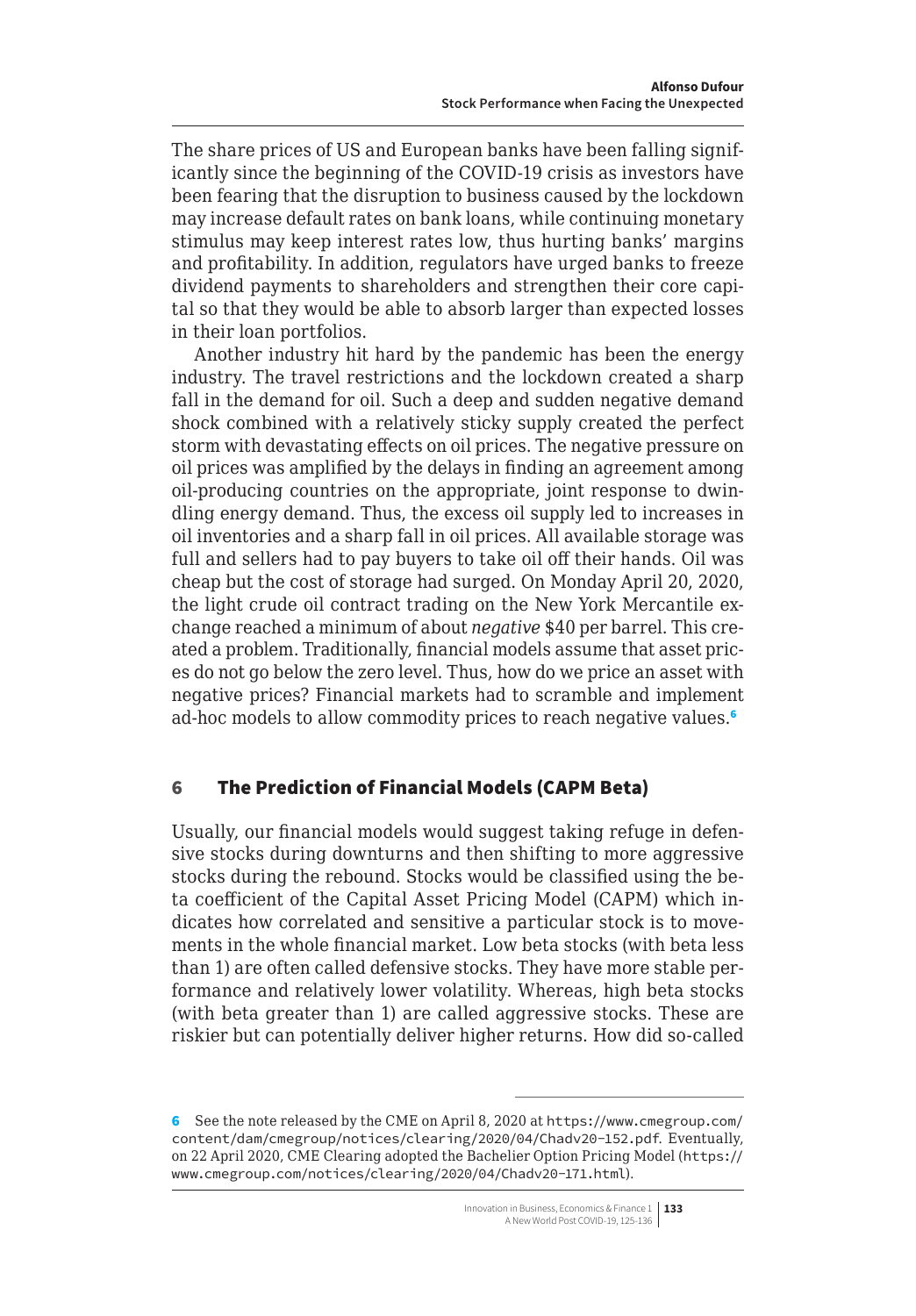The share prices of US and European banks have been falling significantly since the beginning of the COVID-19 crisis as investors have been fearing that the disruption to business caused by the lockdown may increase default rates on bank loans, while continuing monetary stimulus may keep interest rates low, thus hurting banks' margins and profitability. In addition, regulators have urged banks to freeze dividend payments to shareholders and strengthen their core capital so that they would be able to absorb larger than expected losses in their loan portfolios.

Another industry hit hard by the pandemic has been the energy industry. The travel restrictions and the lockdown created a sharp fall in the demand for oil. Such a deep and sudden negative demand shock combined with a relatively sticky supply created the perfect storm with devastating effects on oil prices. The negative pressure on oil prices was amplified by the delays in finding an agreement among oil-producing countries on the appropriate, joint response to dwindling energy demand. Thus, the excess oil supply led to increases in oil inventories and a sharp fall in oil prices. All available storage was full and sellers had to pay buyers to take oil off their hands. Oil was cheap but the cost of storage had surged. On Monday April 20, 2020, the light crude oil contract trading on the New York Mercantile exchange reached a minimum of about *negative* $40 per barrel. This created a problem. Traditionally, financial models assume that asset prices do not go below the zero level. Thus, how do we price an asset with negative prices? Financial markets had to scramble and implement ad-hoc models to allow commodity prices to reach negative values.[6]

## 6 The Prediction of Financial Models (CAPM Beta)

Usually, our financial models would suggest taking refuge in defensive stocks during downturns and then shifting to more aggressive stocks during the rebound. Stocks would be classified using the beta coefficient of the Capital Asset Pricing Model (CAPM) which indicates how correlated and sensitive a particular stock is to movements in the whole financial market. Low beta stocks (with beta less than 1) are often called defensive stocks. They have more stable performance and relatively lower volatility. Whereas, high beta stocks (with beta greater than 1) are called aggressive stocks. These are riskier but can potentially deliver higher returns. How did so-called

---

[6] See the note released by the CME on April 8, 2020 at https://www.cmegroup.com/content/dam/cmegroup/notices/clearing/2020/04/Chadv20-152.pdf. Eventually, on 22 April 2020, CME Clearing adopted the Bachelier Option Pricing Model (https://www.cmegroup.com/notices/clearing/2020/04/Chadv20-171.html).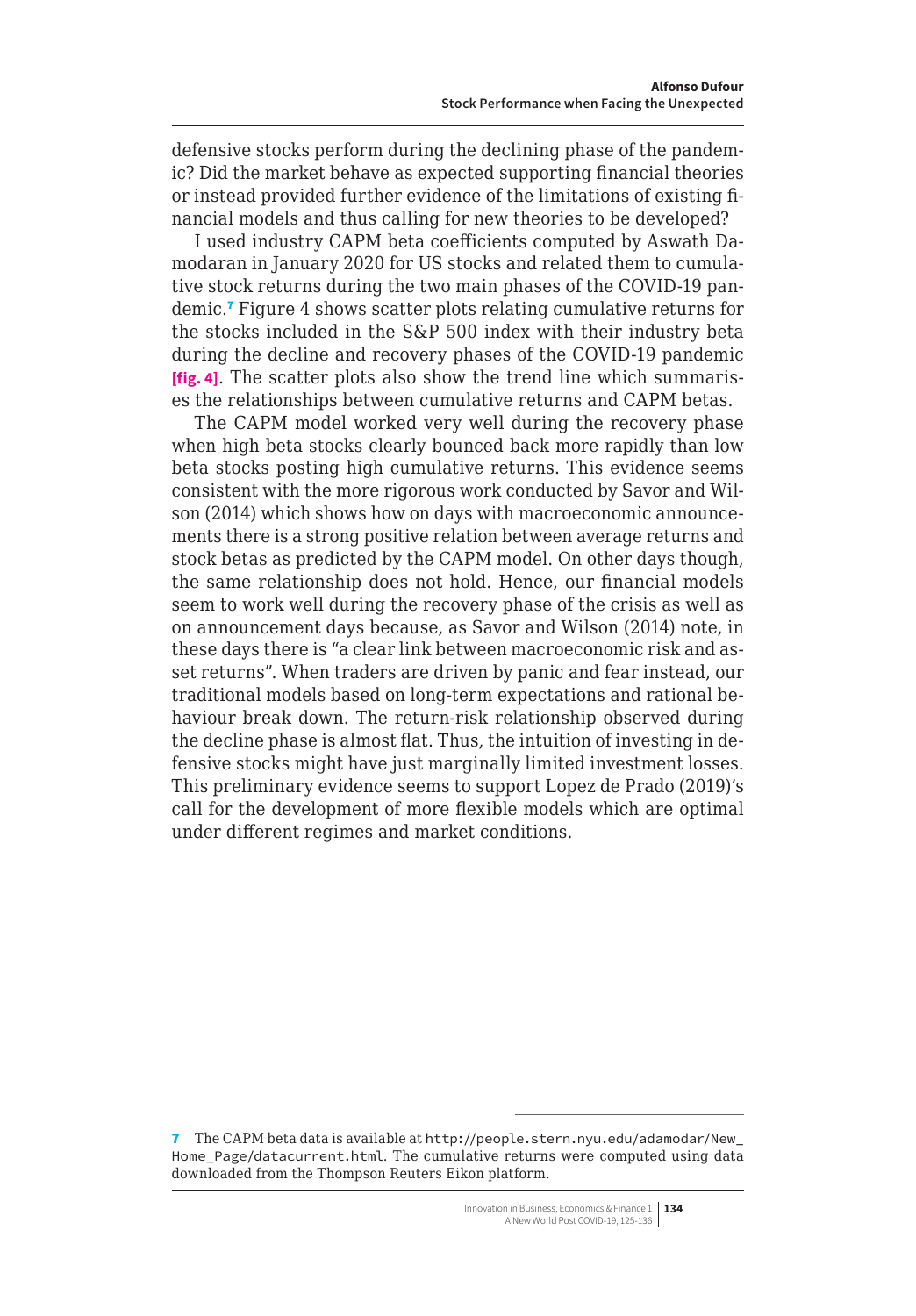defensive stocks perform during the declining phase of the pandemic? Did the market behave as expected supporting financial theories or instead provided further evidence of the limitations of existing financial models and thus calling for new theories to be developed?

I used industry CAPM beta coefficients computed by Aswath Damodaran in January 2020 for US stocks and related them to cumulative stock returns during the two main phases of the COVID-19 pandemic.[7] Figure 4 shows scatter plots relating cumulative returns for the stocks included in the S&P 500 index with their industry beta during the decline and recovery phases of the COVID-19 pandemic **[fig. 4]**. The scatter plots also show the trend line which summarises the relationships between cumulative returns and CAPM betas.

The CAPM model worked very well during the recovery phase when high beta stocks clearly bounced back more rapidly than low beta stocks posting high cumulative returns. This evidence seems consistent with the more rigorous work conducted by Savor and Wilson (2014) which shows how on days with macroeconomic announcements there is a strong positive relation between average returns and stock betas as predicted by the CAPM model. On other days though, the same relationship does not hold. Hence, our financial models seem to work well during the recovery phase of the crisis as well as on announcement days because, as Savor and Wilson (2014) note, in these days there is "a clear link between macroeconomic risk and asset returns". When traders are driven by panic and fear instead, our traditional models based on long-term expectations and rational behaviour break down. The return-risk relationship observed during the decline phase is almost flat. Thus, the intuition of investing in defensive stocks might have just marginally limited investment losses. This preliminary evidence seems to support Lopez de Prado (2019)'s call for the development of more flexible models which are optimal under different regimes and market conditions.

---

7 The CAPM beta data is available at http://people.stern.nyu.edu/adamodar/New_Home_Page/datacurrent.html. The cumulative returns were computed using data downloaded from the Thompson Reuters Eikon platform.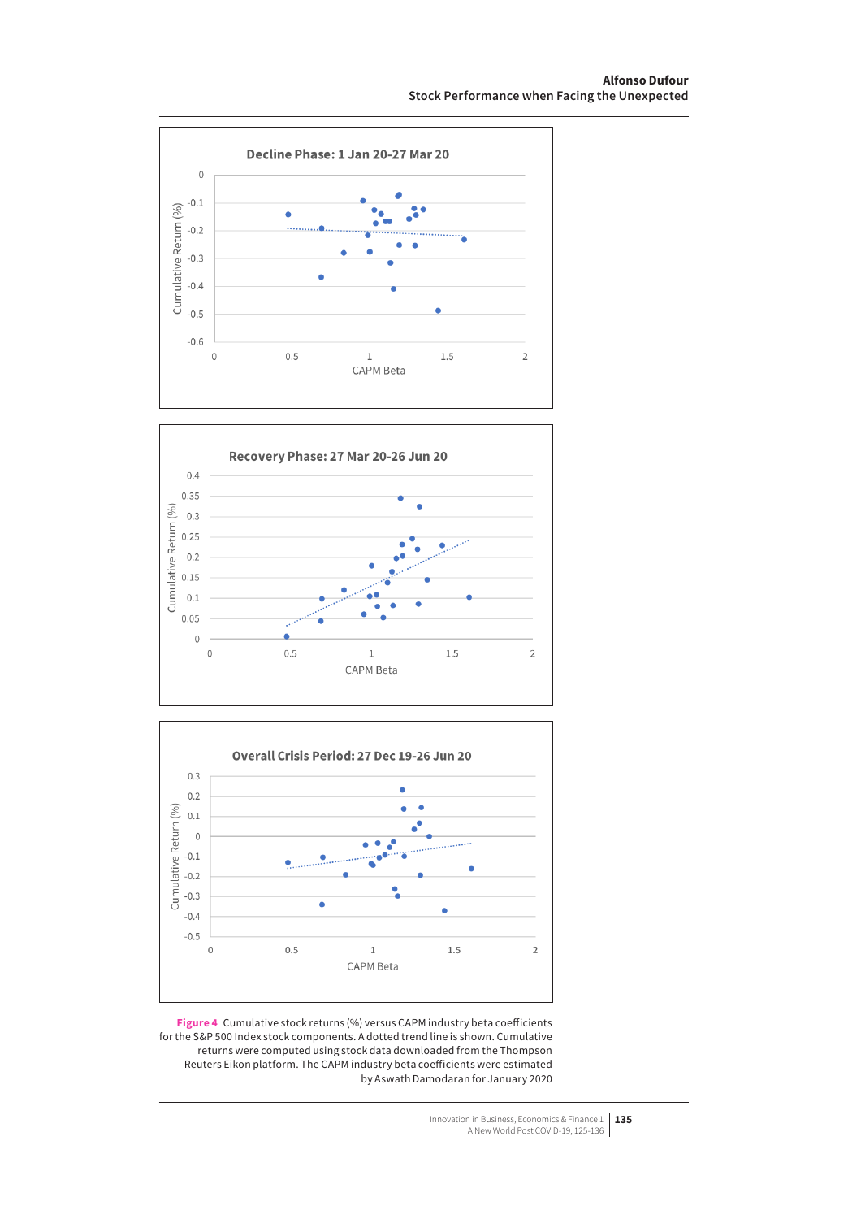**Figure 4** Cumulative stock returns (%) versus CAPM industry beta coefficients for the S&P 500 Index stock components. A dotted trend line is shown. Cumulative returns were computed using stock data downloaded from the Thompson Reuters Eikon platform. The CAPM industry beta coefficients were estimated by Aswath Damodaran for January 2020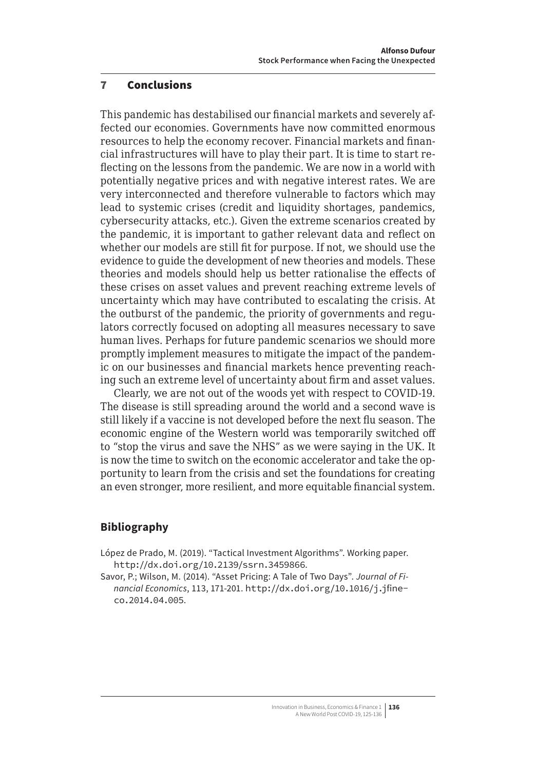## 7 Conclusions

This pandemic has destabilised our financial markets and severely affected our economies. Governments have now committed enormous resources to help the economy recover. Financial markets and financial infrastructures will have to play their part. It is time to start reflecting on the lessons from the pandemic. We are now in a world with potentially negative prices and with negative interest rates. We are very interconnected and therefore vulnerable to factors which may lead to systemic crises (credit and liquidity shortages, pandemics, cybersecurity attacks, etc.). Given the extreme scenarios created by the pandemic, it is important to gather relevant data and reflect on whether our models are still fit for purpose. If not, we should use the evidence to guide the development of new theories and models. These theories and models should help us better rationalise the effects of these crises on asset values and prevent reaching extreme levels of uncertainty which may have contributed to escalating the crisis. At the outburst of the pandemic, the priority of governments and regulators correctly focused on adopting all measures necessary to save human lives. Perhaps for future pandemic scenarios we should more promptly implement measures to mitigate the impact of the pandemic on our businesses and financial markets hence preventing reaching such an extreme level of uncertainty about firm and asset values.

Clearly, we are not out of the woods yet with respect to COVID-19. The disease is still spreading around the world and a second wave is still likely if a vaccine is not developed before the next flu season. The economic engine of the Western world was temporarily switched off to "stop the virus and save the NHS" as we were saying in the UK. It is now the time to switch on the economic accelerator and take the opportunity to learn from the crisis and set the foundations for creating an even stronger, more resilient, and more equitable financial system.

## Bibliography

López de Prado, M. (2019). "Tactical Investment Algorithms". Working paper. http://dx.doi.org/10.2139/ssrn.3459866.

Savor, P.; Wilson, M. (2014). "Asset Pricing: A Tale of Two Days". *Journal of Financial Economics*, 113, 171-201. http://dx.doi.org/10.1016/j.jfineco.2014.04.005.